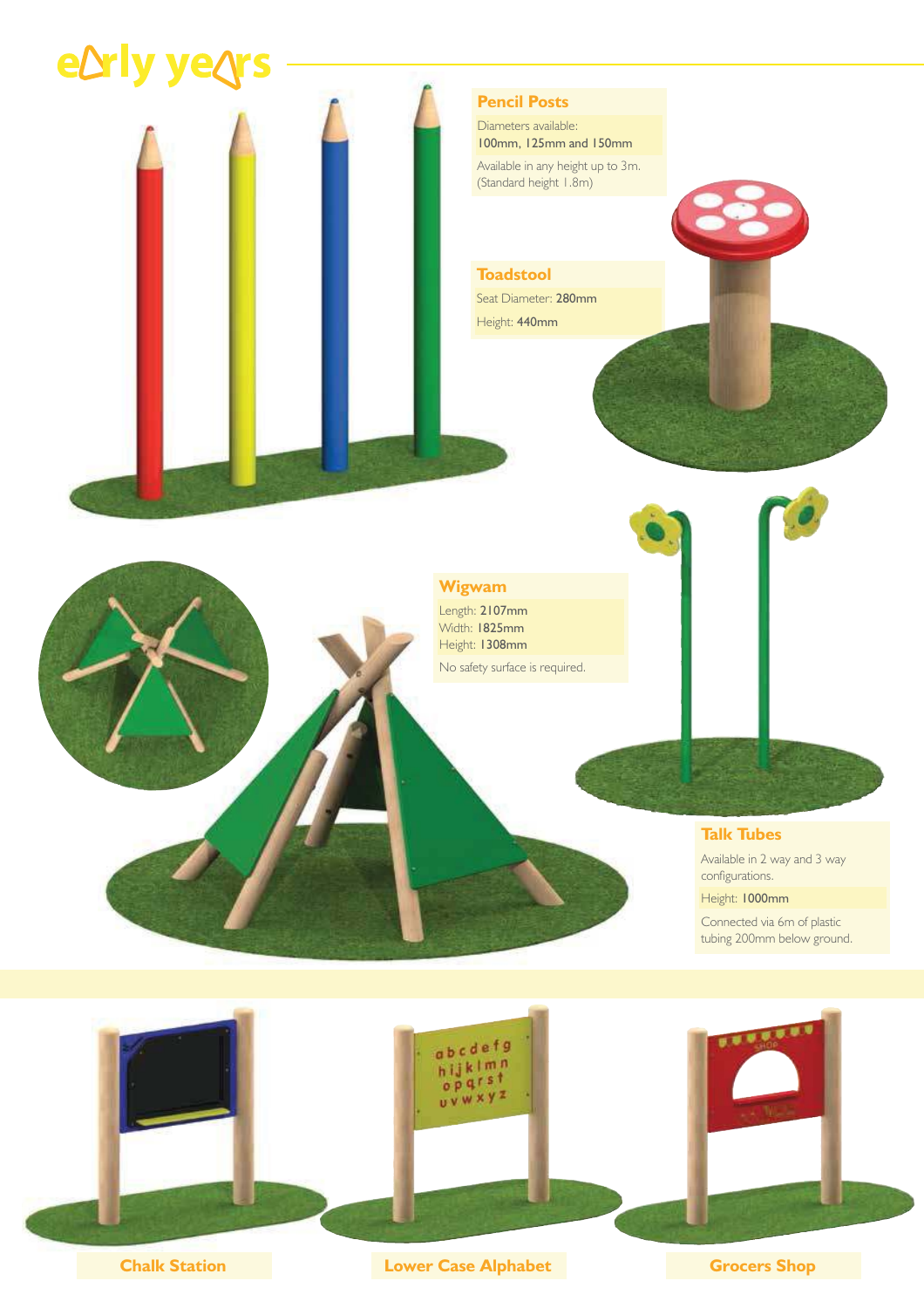# early years

### Pencil Posts

Diameters available:
**100mm, 125mm and 150mm**

Available in any height up to 3m.
(Standard height 1.8m)

### Toadstool

Seat Diameter: **280mm**

Height: **440mm**

### Wigwam

Length: **2107mm**
Width: **1825mm**
Height: **1308mm**

No safety surface is required.

### Talk Tubes

Available in 2 way and 3 way configurations.

Height: **1000mm**

Connected via 6m of plastic tubing 200mm below ground.

### Chalk Station

### Lower Case Alphabet

### Grocers Shop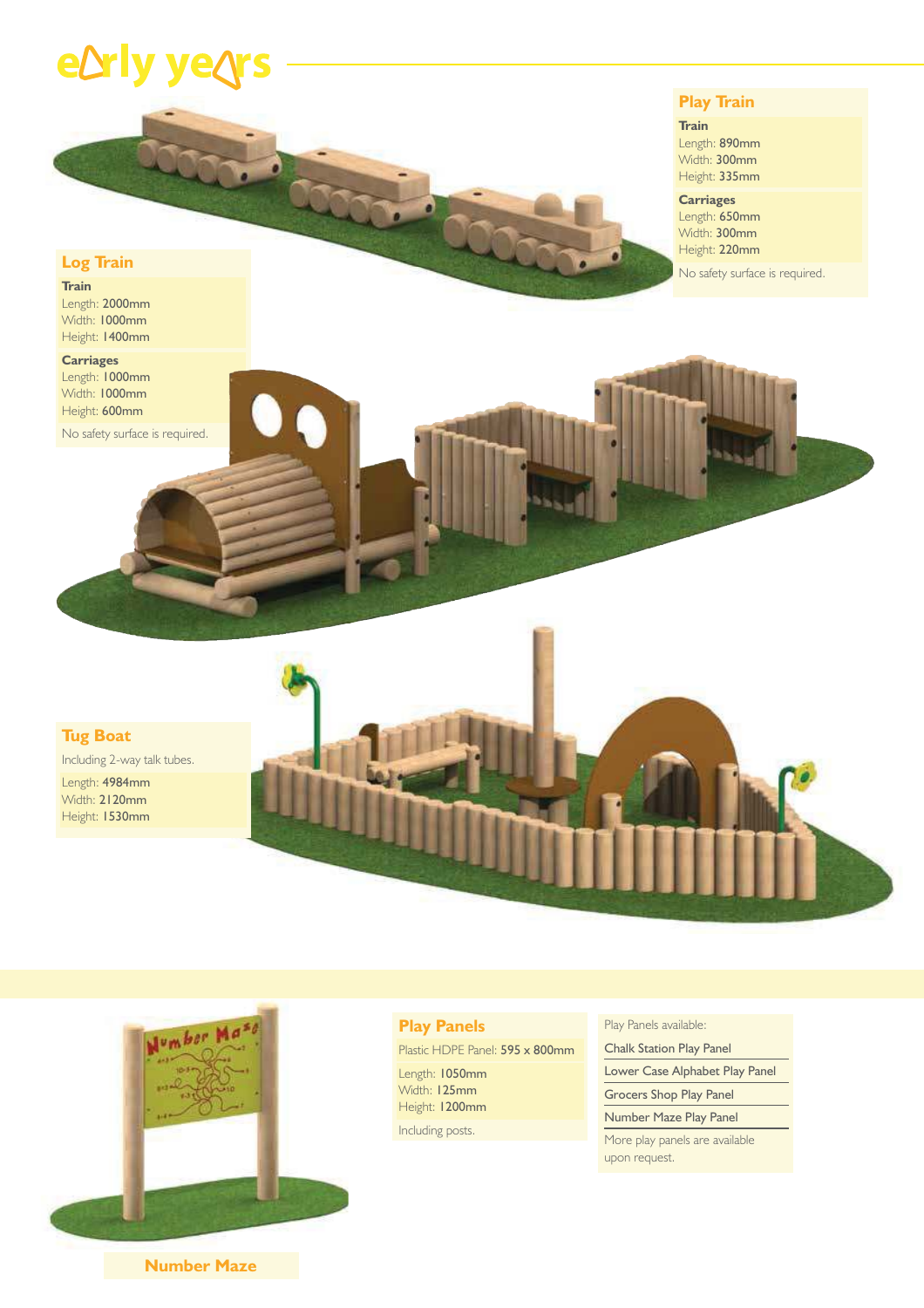# early years

## Play Train

**Train**
Length: 890mm
Width: 300mm
Height: 335mm

**Carriages**
Length: 650mm
Width: 300mm
Height: 220mm

No safety surface is required.

## Log Train

**Train**
Length: 2000mm
Width: 1000mm
Height: 1400mm

**Carriages**
Length: 1000mm
Width: 1000mm
Height: 600mm

No safety surface is required.

## Tug Boat

Including 2-way talk tubes.

Length: 4984mm
Width: 2120mm
Height: 1530mm

## Play Panels

Plastic HDPE Panel: 595 x 800mm

Length: 1050mm
Width: 125mm
Height: 1200mm

Including posts.

Play Panels available:

- Chalk Station Play Panel
- Lower Case Alphabet Play Panel
- Grocers Shop Play Panel
- Number Maze Play Panel

More play panels are available upon request.

Number Maze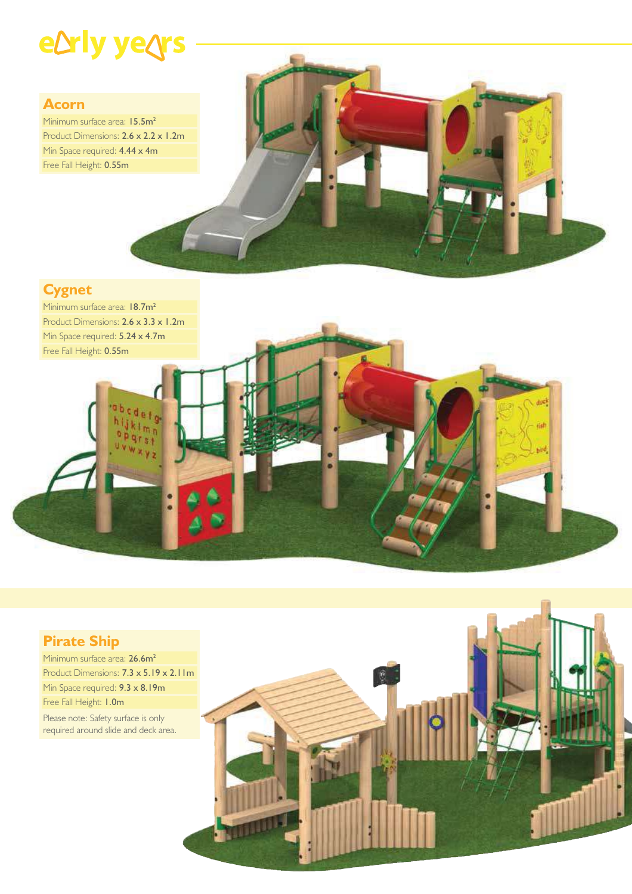# early years

## Acorn

Minimum surface area: **$15.5m^2$**

Product Dimensions: **2.6 x 2.2 x 1.2m**

Min Space required: **4.44 x 4m**

Free Fall Height: **0.55m**

## Cygnet

Minimum surface area: **$18.7m^2$**

Product Dimensions: **2.6 x 3.3 x 1.2m**

Min Space required: **5.24 x 4.7m**

Free Fall Height: **0.55m**

## Pirate Ship

Minimum surface area: **$26.6m^2$**

Product Dimensions: **7.3 x 5.19 x 2.11m**

Min Space required: **9.3 x 8.19m**

Free Fall Height: **1.0m**

Please note: Safety surface is only required around slide and deck area.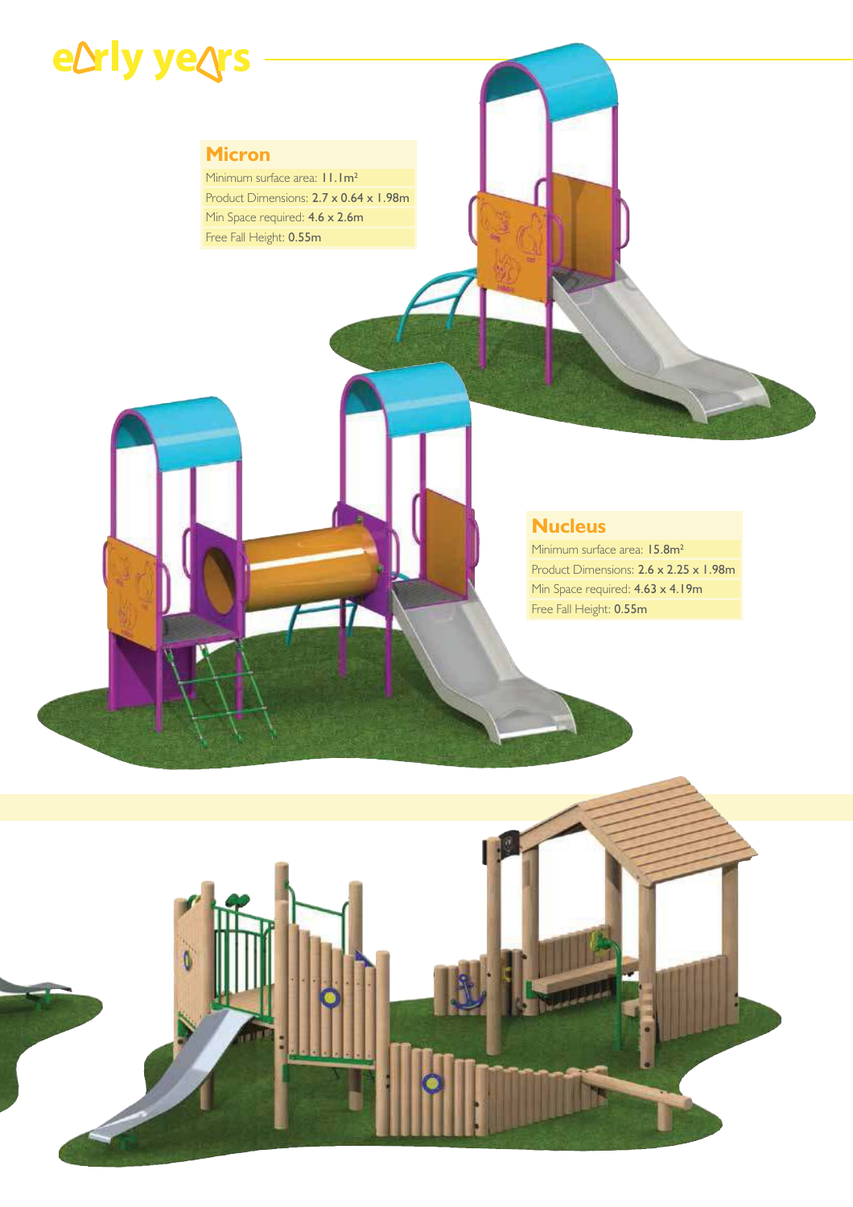# early years

## Micron

Minimum surface area: 11.1m²

Product Dimensions: 2.7 x 0.64 x 1.98m

Min Space required: 4.6 x 2.6m

Free Fall Height: 0.55m

## Nucleus

Minimum surface area: 15.8m²

Product Dimensions: 2.6 x 2.25 x 1.98m

Min Space required: 4.63 x 4.19m

Free Fall Height: 0.55m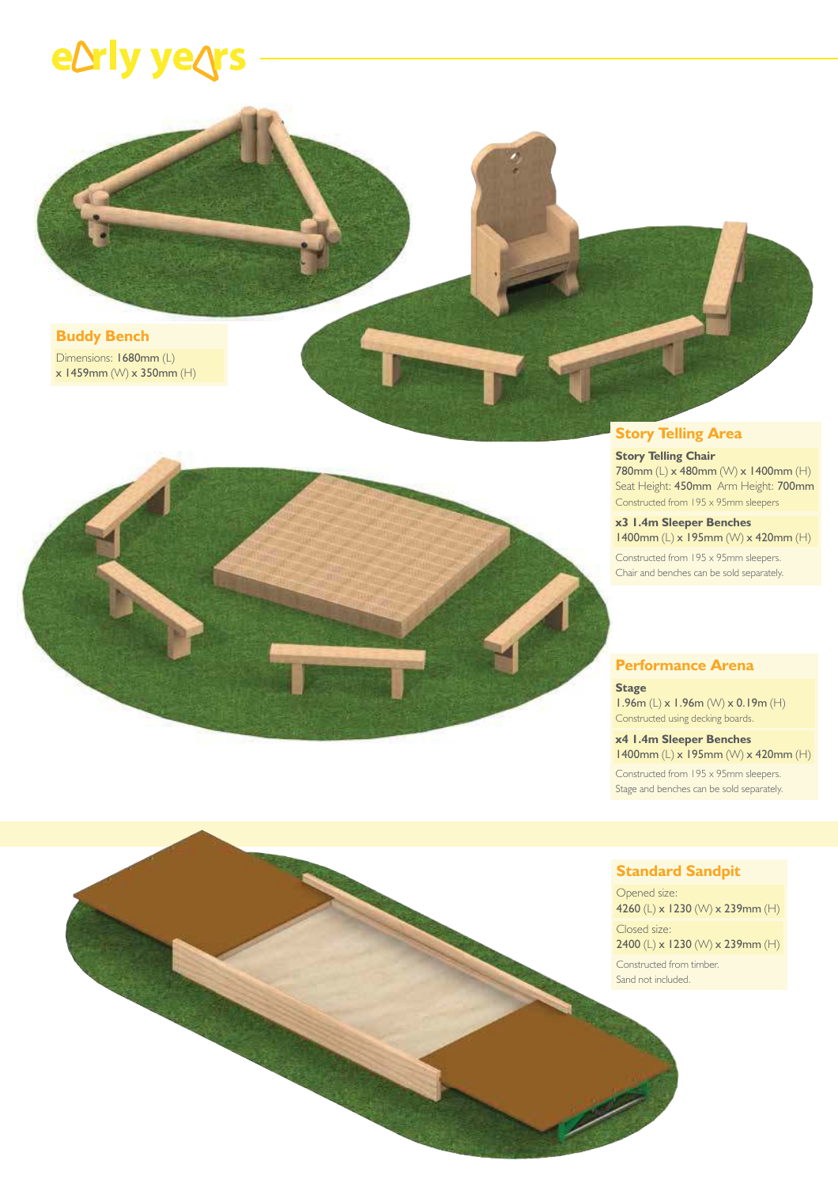# early years

## Buddy Bench

Dimensions: **1680mm** (L) x **1459mm** (W) x **350mm** (H)

## Story Telling Area

**Story Telling Chair**

**780mm** (L) x **480mm** (W) x **1400mm** (H)
Seat Height: **450mm** Arm Height: **700mm**

Constructed from 195 x 95mm sleepers

**x3 1.4m Sleeper Benches**

**1400mm** (L) x **195mm** (W) x **420mm** (H)

Constructed from 195 x 95mm sleepers.
Chair and benches can be sold separately.

## Performance Arena

**Stage**

**1.96m** (L) x **1.96m** (W) x **0.19m** (H)
Constructed using decking boards.

**x4 1.4m Sleeper Benches**

**1400mm** (L) x **195mm** (W) x **420mm** (H)

Constructed from 195 x 95mm sleepers.
Stage and benches can be sold separately.

## Standard Sandpit

Opened size:
**4260** (L) x **1230** (W) x **239mm** (H)

Closed size:
**2400** (L) x **1230** (W) x **239mm** (H)

Constructed from timber.
Sand not included.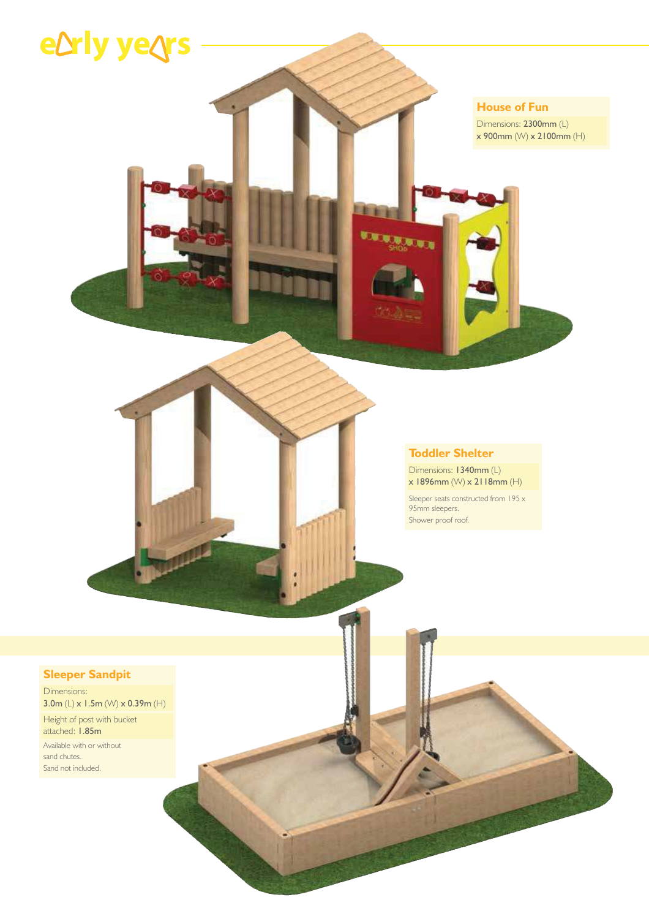# early years

## House of Fun

Dimensions: **2300mm** (L) x **900mm** (W) x **2100mm** (H)

## Toddler Shelter

Dimensions: **1340mm** (L) x **1896mm** (W) x **2118mm** (H)

Sleeper seats constructed from 195 x 95mm sleepers.
Shower proof roof.

## Sleeper Sandpit

Dimensions:
**3.0m** (L) x **1.5m** (W) x **0.39m** (H)

Height of post with bucket attached: **1.85m**

Available with or without sand chutes.
Sand not included.